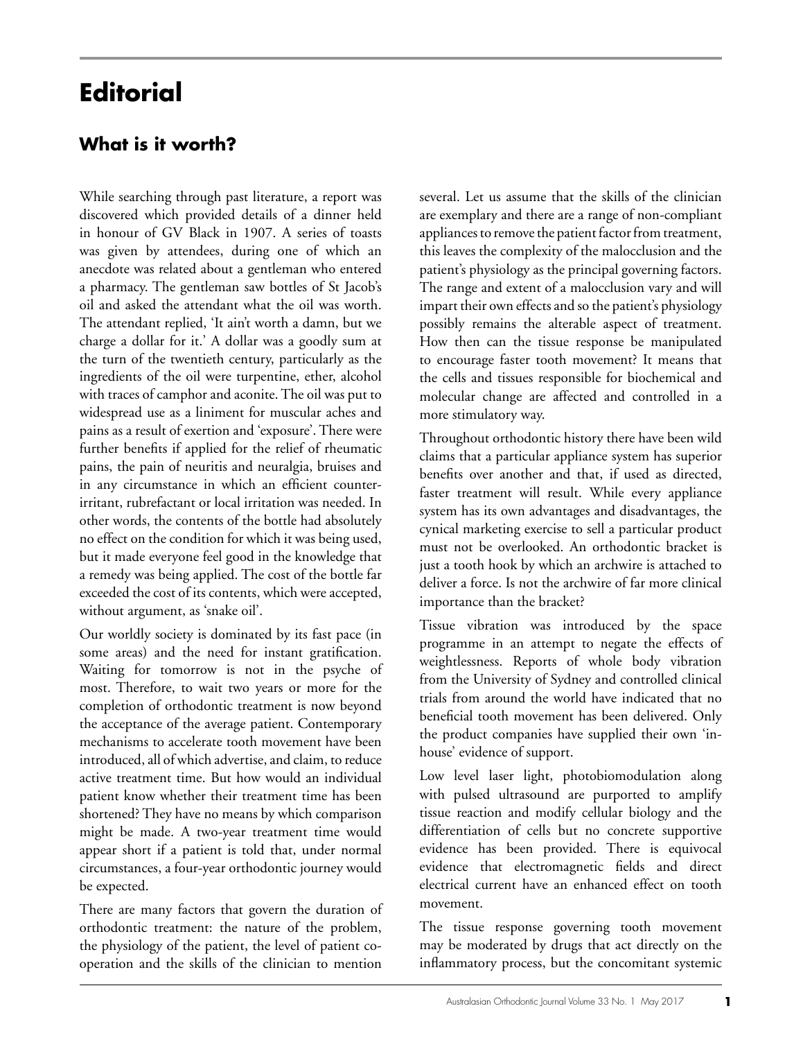# Editorial

## What is it worth?

While searching through past literature, a report was discovered which provided details of a dinner held in honour of GV Black in 1907. A series of toasts was given by attendees, during one of which an anecdote was related about a gentleman who entered a pharmacy. The gentleman saw bottles of St Jacob's oil and asked the attendant what the oil was worth. The attendant replied, 'It ain't worth a damn, but we charge a dollar for it.' A dollar was a goodly sum at the turn of the twentieth century, particularly as the ingredients of the oil were turpentine, ether, alcohol with traces of camphor and aconite. The oil was put to widespread use as a liniment for muscular aches and pains as a result of exertion and 'exposure'. There were further benefits if applied for the relief of rheumatic pains, the pain of neuritis and neuralgia, bruises and in any circumstance in which an efficient counter-irritant, rubrefactant or local irritation was needed. In other words, the contents of the bottle had absolutely no effect on the condition for which it was being used, but it made everyone feel good in the knowledge that a remedy was being applied. The cost of the bottle far exceeded the cost of its contents, which were accepted, without argument, as 'snake oil'.

Our worldly society is dominated by its fast pace (in some areas) and the need for instant gratification. Waiting for tomorrow is not in the psyche of most. Therefore, to wait two years or more for the completion of orthodontic treatment is now beyond the acceptance of the average patient. Contemporary mechanisms to accelerate tooth movement have been introduced, all of which advertise, and claim, to reduce active treatment time. But how would an individual patient know whether their treatment time has been shortened? They have no means by which comparison might be made. A two-year treatment time would appear short if a patient is told that, under normal circumstances, a four-year orthodontic journey would be expected.

There are many factors that govern the duration of orthodontic treatment: the nature of the problem, the physiology of the patient, the level of patient co-operation and the skills of the clinician to mention several. Let us assume that the skills of the clinician are exemplary and there are a range of non-compliant appliances to remove the patient factor from treatment, this leaves the complexity of the malocclusion and the patient's physiology as the principal governing factors. The range and extent of a malocclusion vary and will impart their own effects and so the patient's physiology possibly remains the alterable aspect of treatment. How then can the tissue response be manipulated to encourage faster tooth movement? It means that the cells and tissues responsible for biochemical and molecular change are affected and controlled in a more stimulatory way.

Throughout orthodontic history there have been wild claims that a particular appliance system has superior benefits over another and that, if used as directed, faster treatment will result. While every appliance system has its own advantages and disadvantages, the cynical marketing exercise to sell a particular product must not be overlooked. An orthodontic bracket is just a tooth hook by which an archwire is attached to deliver a force. Is not the archwire of far more clinical importance than the bracket?

Tissue vibration was introduced by the space programme in an attempt to negate the effects of weightlessness. Reports of whole body vibration from the University of Sydney and controlled clinical trials from around the world have indicated that no beneficial tooth movement has been delivered. Only the product companies have supplied their own 'in-house' evidence of support.

Low level laser light, photobiomodulation along with pulsed ultrasound are purported to amplify tissue reaction and modify cellular biology and the differentiation of cells but no concrete supportive evidence has been provided. There is equivocal evidence that electromagnetic fields and direct electrical current have an enhanced effect on tooth movement.

The tissue response governing tooth movement may be moderated by drugs that act directly on the inflammatory process, but the concomitant systemic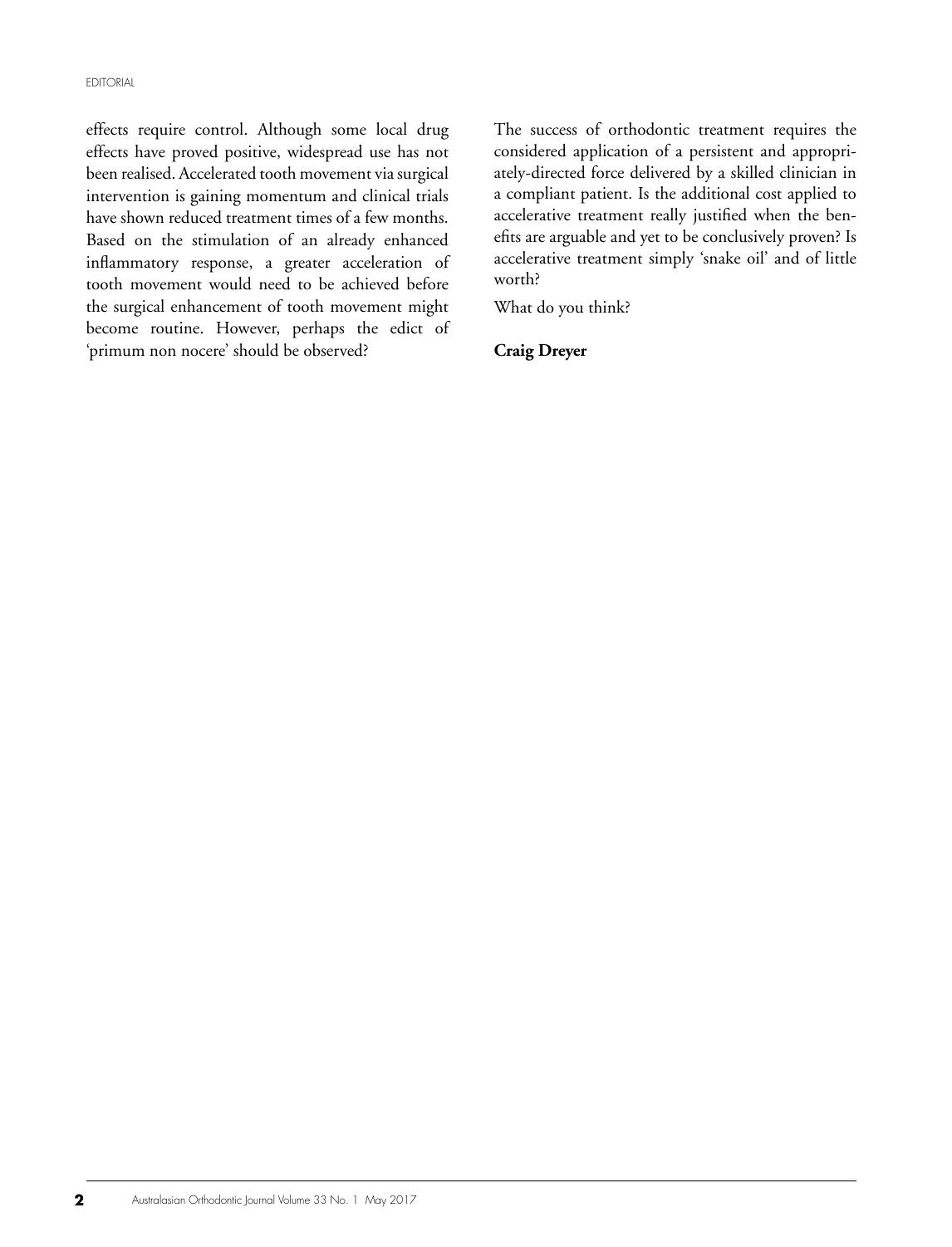effects require control. Although some local drug effects have proved positive, widespread use has not been realised. Accelerated tooth movement via surgical intervention is gaining momentum and clinical trials have shown reduced treatment times of a few months. Based on the stimulation of an already enhanced inflammatory response, a greater acceleration of tooth movement would need to be achieved before the surgical enhancement of tooth movement might become routine. However, perhaps the edict of 'primum non nocere' should be observed?

The success of orthodontic treatment requires the considered application of a persistent and appropriately-directed force delivered by a skilled clinician in a compliant patient. Is the additional cost applied to accelerative treatment really justified when the benefits are arguable and yet to be conclusively proven? Is accelerative treatment simply 'snake oil' and of little worth?

What do you think?

**Craig Dreyer**